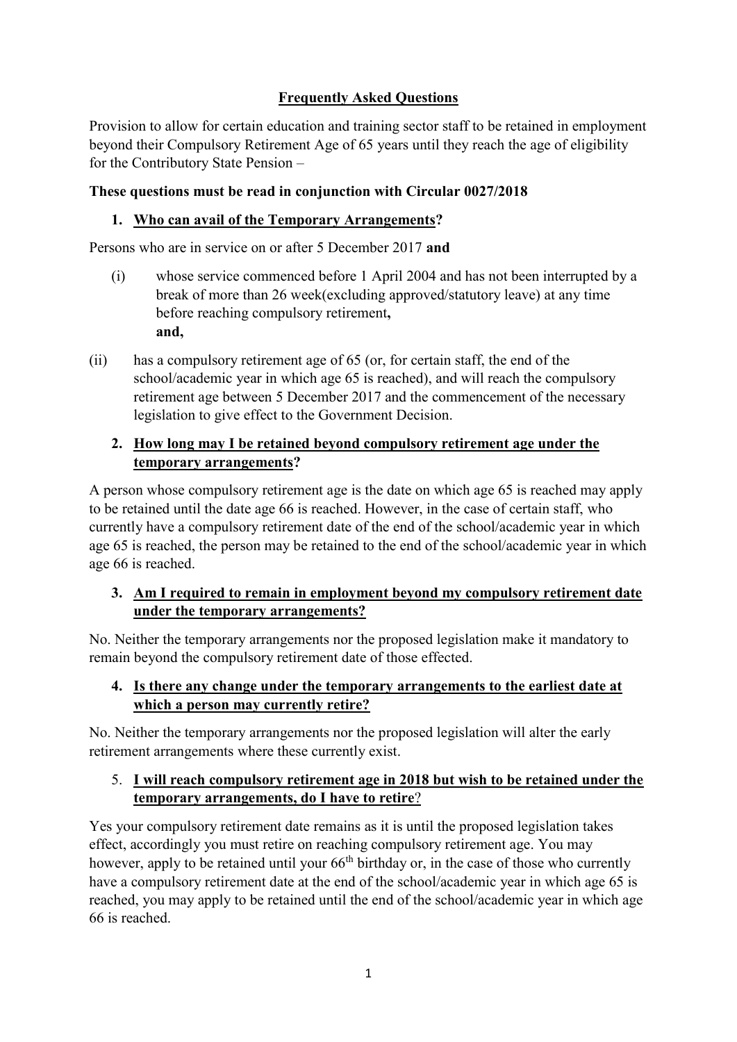# Frequently Asked Questions

Provision to allow for certain education and training sector staff to be retained in employment beyond their Compulsory Retirement Age of 65 years until they reach the age of eligibility for the Contributory State Pension –

**These questions must be read in conjunction with Circular 0027/2018**

## 1. Who can avail of the Temporary Arrangements?

Persons who are in service on or after 5 December 2017 **and**

(i) whose service commenced before 1 April 2004 and has not been interrupted by a break of more than 26 week(excluding approved/statutory leave) at any time before reaching compulsory retirement**, and,**

(ii) has a compulsory retirement age of 65 (or, for certain staff, the end of the school/academic year in which age 65 is reached), and will reach the compulsory retirement age between 5 December 2017 and the commencement of the necessary legislation to give effect to the Government Decision.

## 2. How long may I be retained beyond compulsory retirement age under the temporary arrangements?

A person whose compulsory retirement age is the date on which age 65 is reached may apply to be retained until the date age 66 is reached. However, in the case of certain staff, who currently have a compulsory retirement date of the end of the school/academic year in which age 65 is reached, the person may be retained to the end of the school/academic year in which age 66 is reached.

## 3. Am I required to remain in employment beyond my compulsory retirement date under the temporary arrangements?

No. Neither the temporary arrangements nor the proposed legislation make it mandatory to remain beyond the compulsory retirement date of those effected.

## 4. Is there any change under the temporary arrangements to the earliest date at which a person may currently retire?

No. Neither the temporary arrangements nor the proposed legislation will alter the early retirement arrangements where these currently exist.

## 5. I will reach compulsory retirement age in 2018 but wish to be retained under the temporary arrangements, do I have to retire?

Yes your compulsory retirement date remains as it is until the proposed legislation takes effect, accordingly you must retire on reaching compulsory retirement age. You may however, apply to be retained until your 66th birthday or, in the case of those who currently have a compulsory retirement date at the end of the school/academic year in which age 65 is reached, you may apply to be retained until the end of the school/academic year in which age 66 is reached.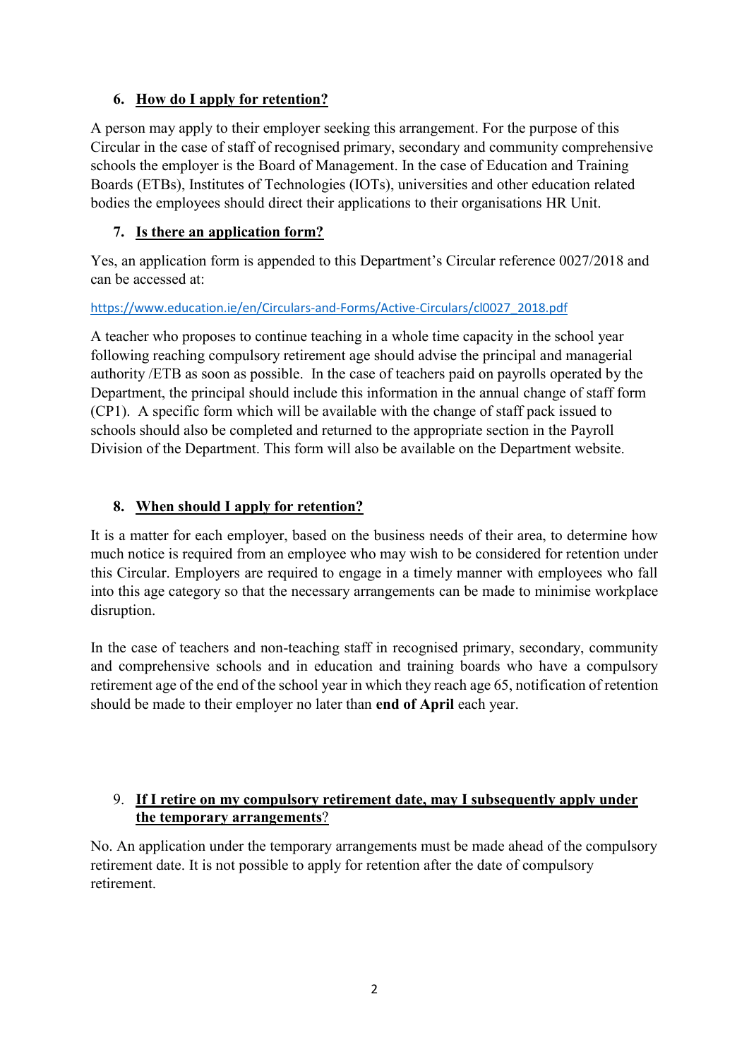## 6. **How do I apply for retention?**

A person may apply to their employer seeking this arrangement. For the purpose of this Circular in the case of staff of recognised primary, secondary and community comprehensive schools the employer is the Board of Management. In the case of Education and Training Boards (ETBs), Institutes of Technologies (IOTs), universities and other education related bodies the employees should direct their applications to their organisations HR Unit.

## 7. **Is there an application form?**

Yes, an application form is appended to this Department's Circular reference 0027/2018 and can be accessed at:

https://www.education.ie/en/Circulars-and-Forms/Active-Circulars/cl0027_2018.pdf

A teacher who proposes to continue teaching in a whole time capacity in the school year following reaching compulsory retirement age should advise the principal and managerial authority /ETB as soon as possible. In the case of teachers paid on payrolls operated by the Department, the principal should include this information in the annual change of staff form (CP1). A specific form which will be available with the change of staff pack issued to schools should also be completed and returned to the appropriate section in the Payroll Division of the Department. This form will also be available on the Department website.

## 8. **When should I apply for retention?**

It is a matter for each employer, based on the business needs of their area, to determine how much notice is required from an employee who may wish to be considered for retention under this Circular. Employers are required to engage in a timely manner with employees who fall into this age category so that the necessary arrangements can be made to minimise workplace disruption.

In the case of teachers and non-teaching staff in recognised primary, secondary, community and comprehensive schools and in education and training boards who have a compulsory retirement age of the end of the school year in which they reach age 65, notification of retention should be made to their employer no later than **end of April** each year.

## 9. **If I retire on my compulsory retirement date, may I subsequently apply under the temporary arrangements**?

No. An application under the temporary arrangements must be made ahead of the compulsory retirement date. It is not possible to apply for retention after the date of compulsory retirement.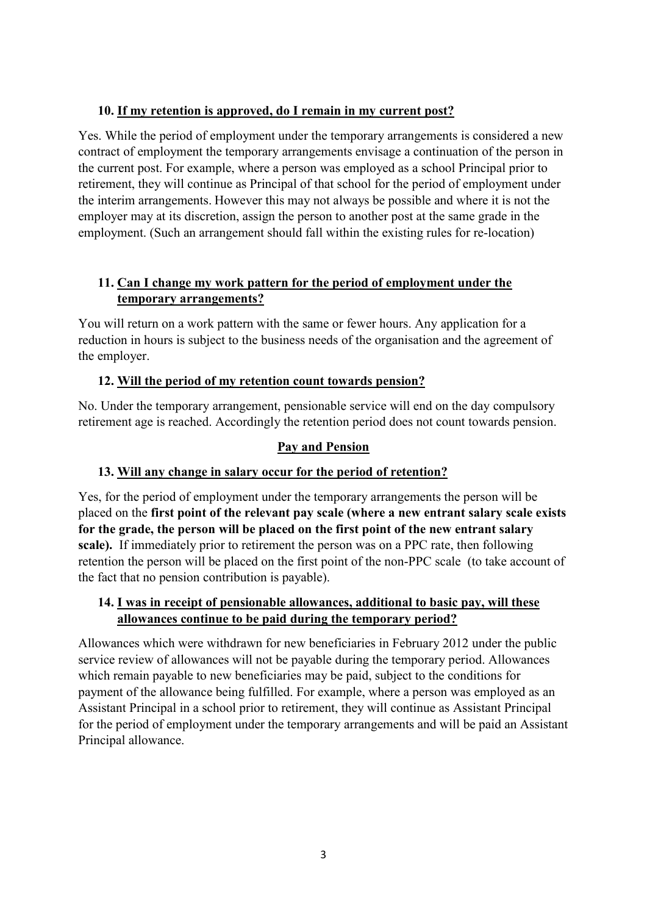**10. If my retention is approved, do I remain in my current post?**

Yes. While the period of employment under the temporary arrangements is considered a new contract of employment the temporary arrangements envisage a continuation of the person in the current post. For example, where a person was employed as a school Principal prior to retirement, they will continue as Principal of that school for the period of employment under the interim arrangements. However this may not always be possible and where it is not the employer may at its discretion, assign the person to another post at the same grade in the employment. (Such an arrangement should fall within the existing rules for re-location)

**11. Can I change my work pattern for the period of employment under the temporary arrangements?**

You will return on a work pattern with the same or fewer hours. Any application for a reduction in hours is subject to the business needs of the organisation and the agreement of the employer.

**12. Will the period of my retention count towards pension?**

No. Under the temporary arrangement, pensionable service will end on the day compulsory retirement age is reached. Accordingly the retention period does not count towards pension.

## Pay and Pension

**13. Will any change in salary occur for the period of retention?**

Yes, for the period of employment under the temporary arrangements the person will be placed on the **first point of the relevant pay scale (where a new entrant salary scale exists for the grade, the person will be placed on the first point of the new entrant salary scale).** If immediately prior to retirement the person was on a PPC rate, then following retention the person will be placed on the first point of the non-PPC scale (to take account of the fact that no pension contribution is payable).

**14. I was in receipt of pensionable allowances, additional to basic pay, will these allowances continue to be paid during the temporary period?**

Allowances which were withdrawn for new beneficiaries in February 2012 under the public service review of allowances will not be payable during the temporary period. Allowances which remain payable to new beneficiaries may be paid, subject to the conditions for payment of the allowance being fulfilled. For example, where a person was employed as an Assistant Principal in a school prior to retirement, they will continue as Assistant Principal for the period of employment under the temporary arrangements and will be paid an Assistant Principal allowance.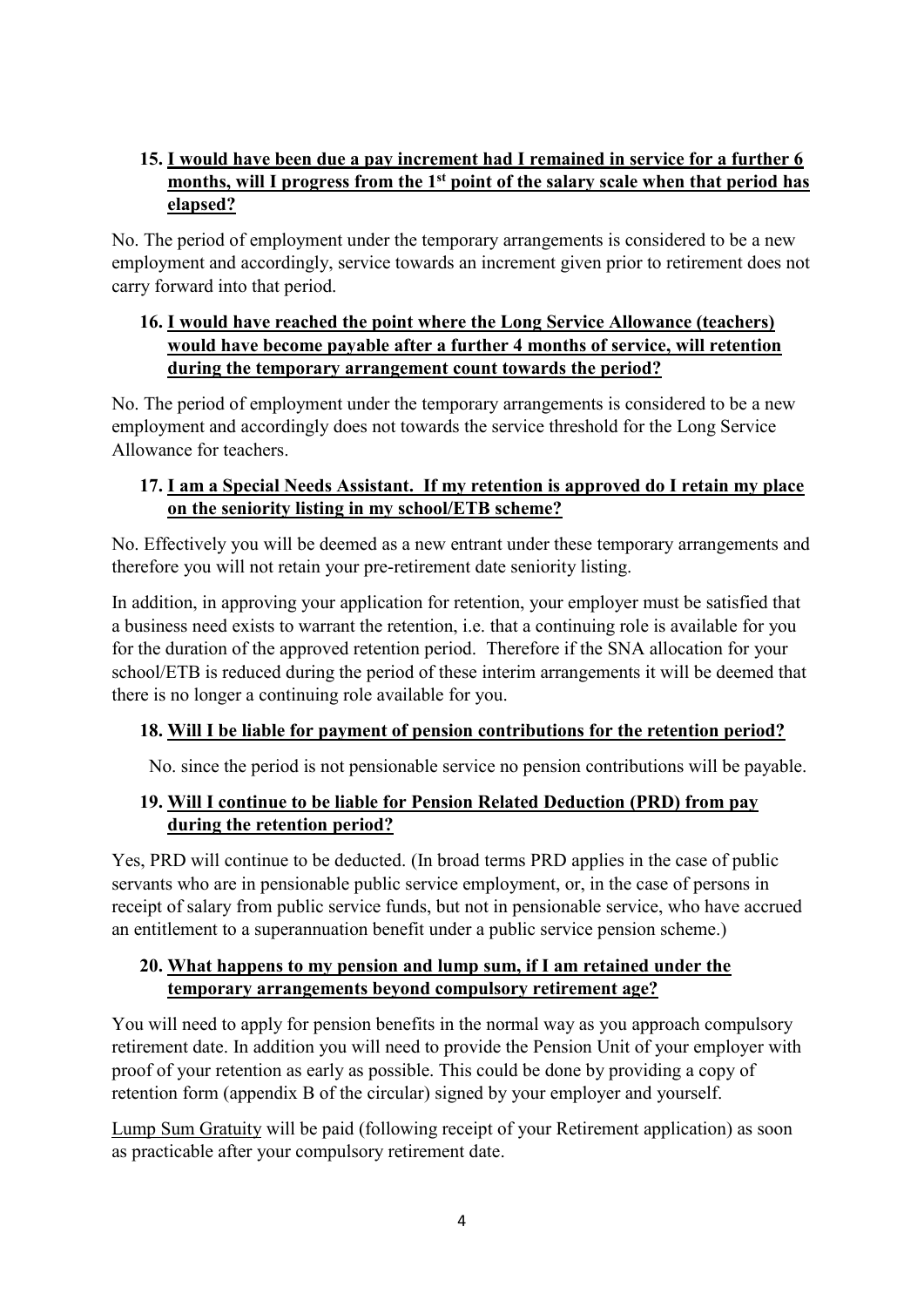**15. I would have been due a pay increment had I remained in service for a further 6 months, will I progress from the 1st point of the salary scale when that period has elapsed?**

No. The period of employment under the temporary arrangements is considered to be a new employment and accordingly, service towards an increment given prior to retirement does not carry forward into that period.

**16. I would have reached the point where the Long Service Allowance (teachers) would have become payable after a further 4 months of service, will retention during the temporary arrangement count towards the period?**

No. The period of employment under the temporary arrangements is considered to be a new employment and accordingly does not towards the service threshold for the Long Service Allowance for teachers.

**17. I am a Special Needs Assistant. If my retention is approved do I retain my place on the seniority listing in my school/ETB scheme?**

No. Effectively you will be deemed as a new entrant under these temporary arrangements and therefore you will not retain your pre-retirement date seniority listing.

In addition, in approving your application for retention, your employer must be satisfied that a business need exists to warrant the retention, i.e. that a continuing role is available for you for the duration of the approved retention period. Therefore if the SNA allocation for your school/ETB is reduced during the period of these interim arrangements it will be deemed that there is no longer a continuing role available for you.

**18. Will I be liable for payment of pension contributions for the retention period?**

No. since the period is not pensionable service no pension contributions will be payable.

**19. Will I continue to be liable for Pension Related Deduction (PRD) from pay during the retention period?**

Yes, PRD will continue to be deducted. (In broad terms PRD applies in the case of public servants who are in pensionable public service employment, or, in the case of persons in receipt of salary from public service funds, but not in pensionable service, who have accrued an entitlement to a superannuation benefit under a public service pension scheme.)

**20. What happens to my pension and lump sum, if I am retained under the temporary arrangements beyond compulsory retirement age?**

You will need to apply for pension benefits in the normal way as you approach compulsory retirement date. In addition you will need to provide the Pension Unit of your employer with proof of your retention as early as possible. This could be done by providing a copy of retention form (appendix B of the circular) signed by your employer and yourself.

Lump Sum Gratuity will be paid (following receipt of your Retirement application) as soon as practicable after your compulsory retirement date.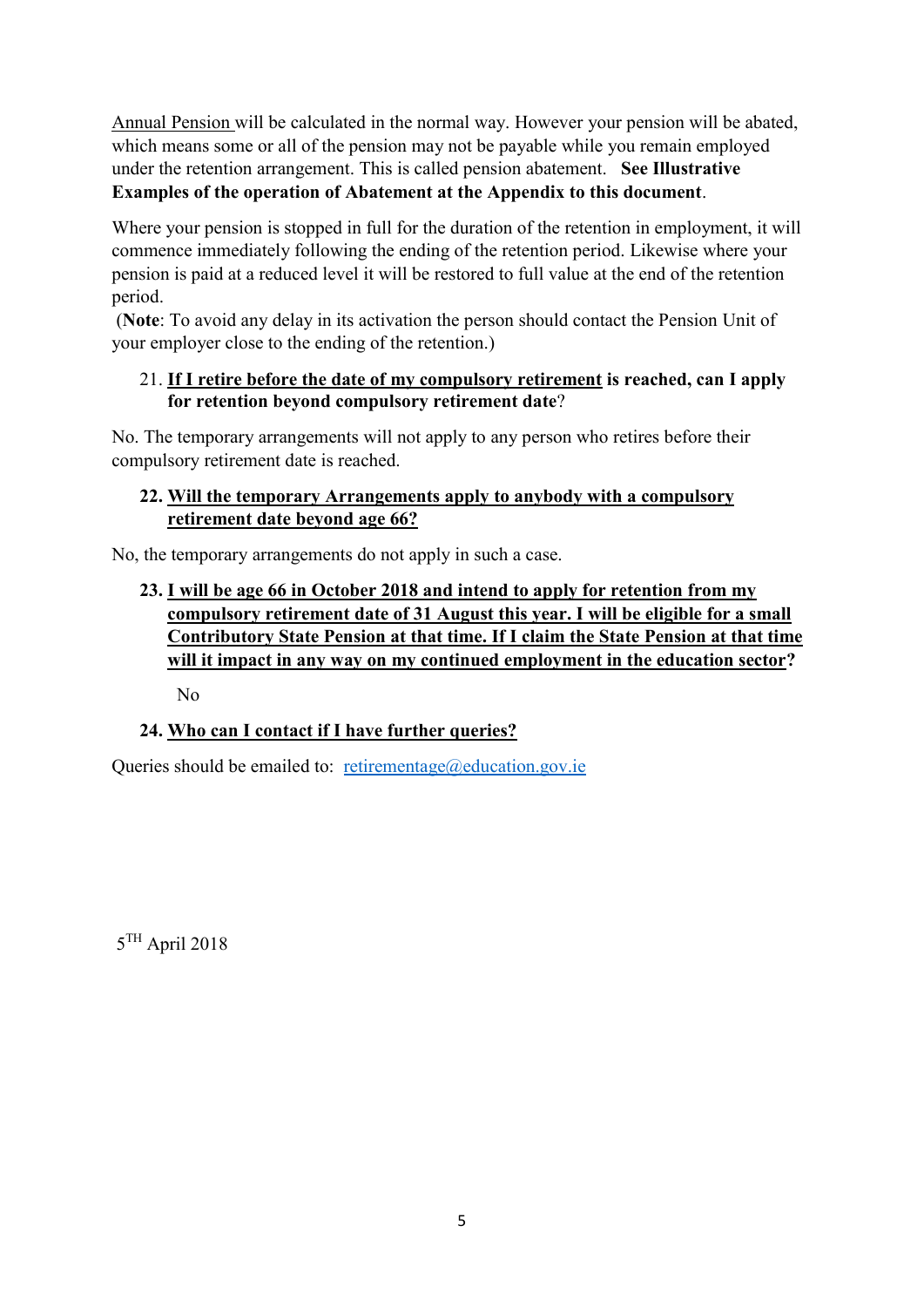Annual Pension will be calculated in the normal way. However your pension will be abated, which means some or all of the pension may not be payable while you remain employed under the retention arrangement. This is called pension abatement. **See Illustrative Examples of the operation of Abatement at the Appendix to this document**.

Where your pension is stopped in full for the duration of the retention in employment, it will commence immediately following the ending of the retention period. Likewise where your pension is paid at a reduced level it will be restored to full value at the end of the retention period.

(**Note**: To avoid any delay in its activation the person should contact the Pension Unit of your employer close to the ending of the retention.)

21. **If I retire before the date of my compulsory retirement is reached, can I apply for retention beyond compulsory retirement date**?

No. The temporary arrangements will not apply to any person who retires before their compulsory retirement date is reached.

22. **Will the temporary Arrangements apply to anybody with a compulsory retirement date beyond age 66?**

No, the temporary arrangements do not apply in such a case.

23. **I will be age 66 in October 2018 and intend to apply for retention from my compulsory retirement date of 31 August this year. I will be eligible for a small Contributory State Pension at that time. If I claim the State Pension at that time will it impact in any way on my continued employment in the education sector?**

No

24. **Who can I contact if I have further queries?**

Queries should be emailed to: retirementage@education.gov.ie

5TH April 2018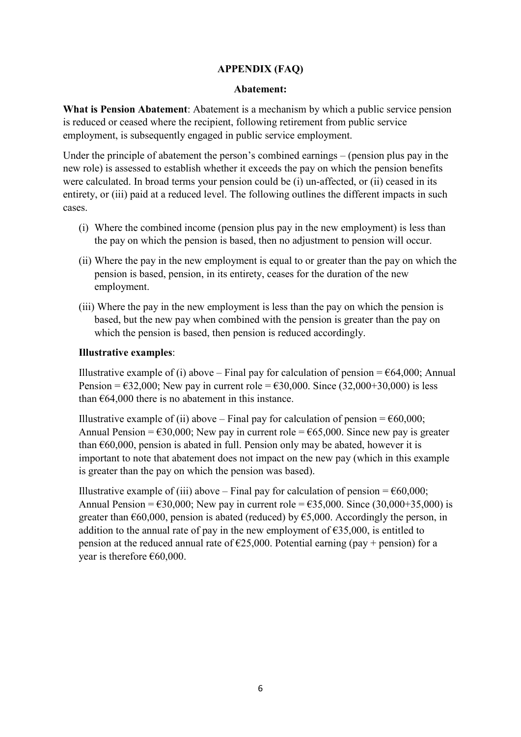## APPENDIX (FAQ)

### Abatement:

**What is Pension Abatement**: Abatement is a mechanism by which a public service pension is reduced or ceased where the recipient, following retirement from public service employment, is subsequently engaged in public service employment.

Under the principle of abatement the person's combined earnings – (pension plus pay in the new role) is assessed to establish whether it exceeds the pay on which the pension benefits were calculated. In broad terms your pension could be (i) un-affected, or (ii) ceased in its entirety, or (iii) paid at a reduced level. The following outlines the different impacts in such cases.

(i) Where the combined income (pension plus pay in the new employment) is less than the pay on which the pension is based, then no adjustment to pension will occur.

(ii) Where the pay in the new employment is equal to or greater than the pay on which the pension is based, pension, in its entirety, ceases for the duration of the new employment.

(iii) Where the pay in the new employment is less than the pay on which the pension is based, but the new pay when combined with the pension is greater than the pay on which the pension is based, then pension is reduced accordingly.

**Illustrative examples**:

Illustrative example of (i) above – Final pay for calculation of pension = €64,000; Annual Pension = €32,000; New pay in current role = €30,000. Since (32,000+30,000) is less than €64,000 there is no abatement in this instance.

Illustrative example of (ii) above – Final pay for calculation of pension = €60,000; Annual Pension = €30,000; New pay in current role = €65,000. Since new pay is greater than €60,000, pension is abated in full. Pension only may be abated, however it is important to note that abatement does not impact on the new pay (which in this example is greater than the pay on which the pension was based).

Illustrative example of (iii) above – Final pay for calculation of pension = €60,000; Annual Pension = €30,000; New pay in current role = €35,000. Since (30,000+35,000) is greater than €60,000, pension is abated (reduced) by €5,000. Accordingly the person, in addition to the annual rate of pay in the new employment of €35,000, is entitled to pension at the reduced annual rate of €25,000. Potential earning (pay + pension) for a year is therefore €60,000.